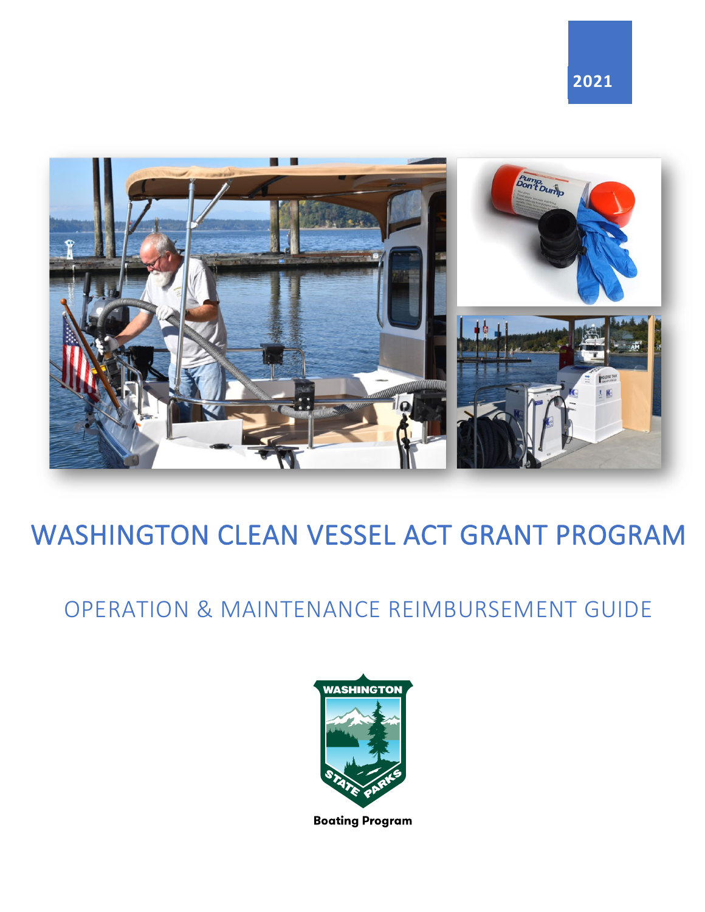2021

# WASHINGTON CLEAN VESSEL ACT GRANT PROGRAM

## OPERATION & MAINTENANCE REIMBURSEMENT GUIDE

Boating Program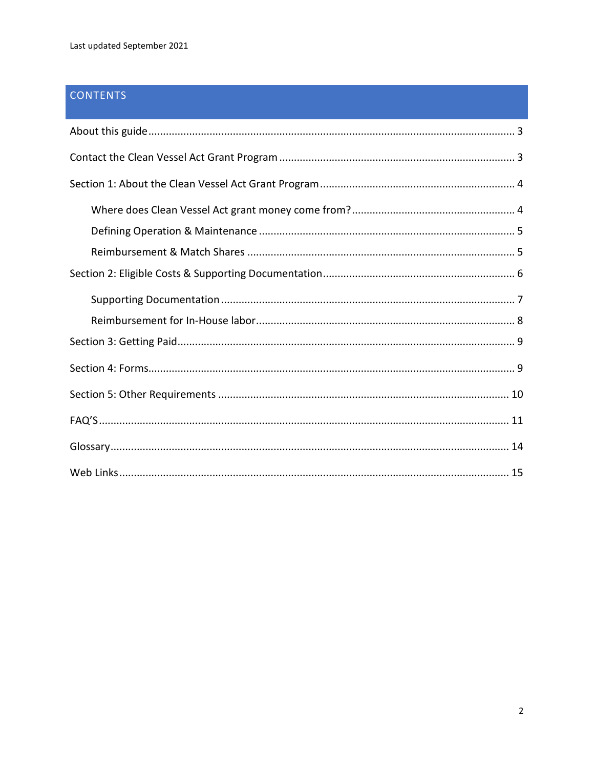Last updated September 2021

## CONTENTS

- About this guide ..... 3
- Contact the Clean Vessel Act Grant Program ..... 3
- Section 1: About the Clean Vessel Act Grant Program ..... 4
  - Where does Clean Vessel Act grant money come from? ..... 4
  - Defining Operation & Maintenance ..... 5
  - Reimbursement & Match Shares ..... 5
- Section 2: Eligible Costs & Supporting Documentation ..... 6
  - Supporting Documentation ..... 7
  - Reimbursement for In-House labor ..... 8
- Section 3: Getting Paid ..... 9
- Section 4: Forms ..... 9
- Section 5: Other Requirements ..... 10
- FAQ'S ..... 11
- Glossary ..... 14
- Web Links ..... 15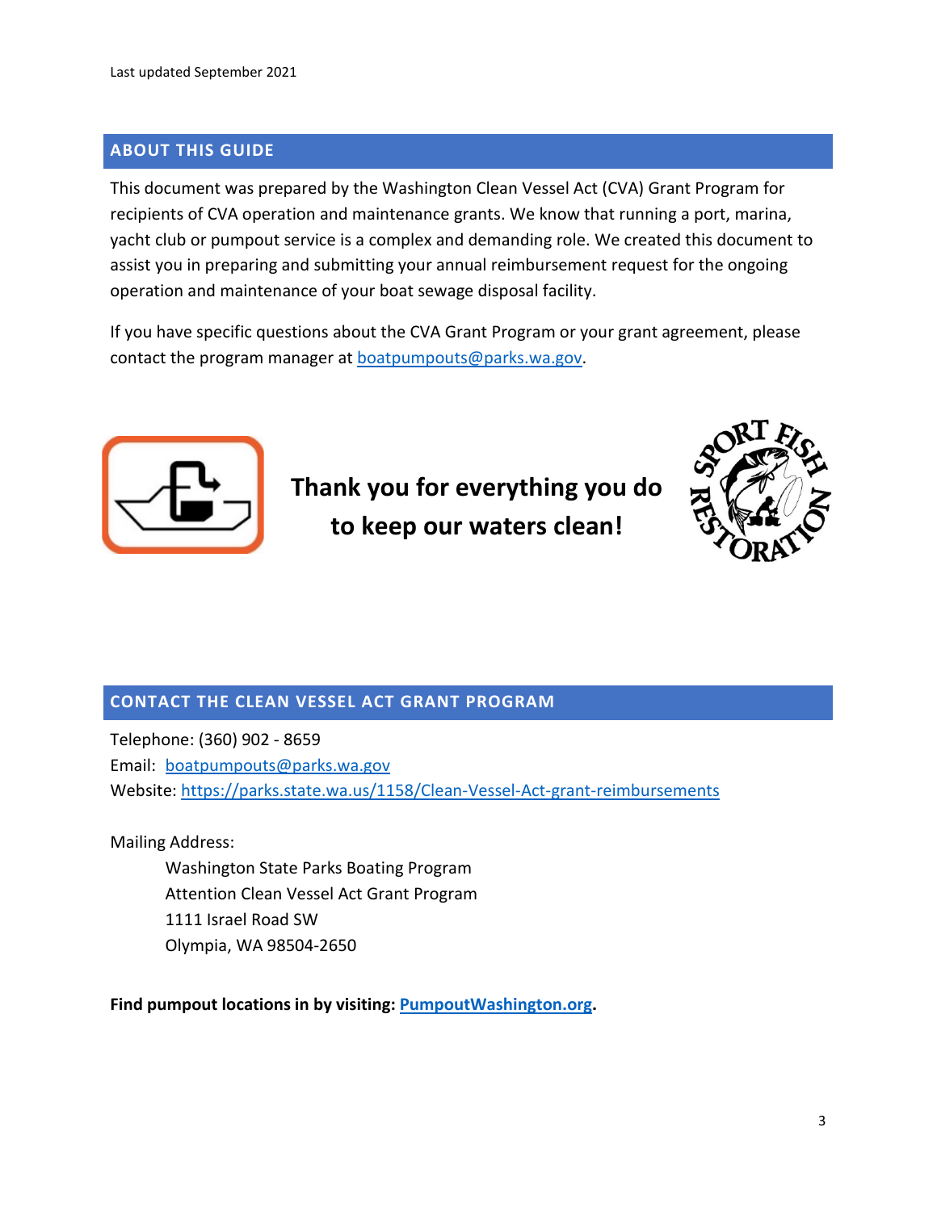Last updated September 2021

## ABOUT THIS GUIDE

This document was prepared by the Washington Clean Vessel Act (CVA) Grant Program for recipients of CVA operation and maintenance grants. We know that running a port, marina, yacht club or pumpout service is a complex and demanding role. We created this document to assist you in preparing and submitting your annual reimbursement request for the ongoing operation and maintenance of your boat sewage disposal facility.

If you have specific questions about the CVA Grant Program or your grant agreement, please contact the program manager at boatpumpouts@parks.wa.gov.

**Thank you for everything you do to keep our waters clean!**

## CONTACT THE CLEAN VESSEL ACT GRANT PROGRAM

Telephone: (360) 902 - 8659
Email: boatpumpouts@parks.wa.gov
Website: https://parks.state.wa.us/1158/Clean-Vessel-Act-grant-reimbursements

Mailing Address:

Washington State Parks Boating Program
Attention Clean Vessel Act Grant Program
1111 Israel Road SW
Olympia, WA 98504-2650

**Find pumpout locations in by visiting: PumpoutWashington.org.**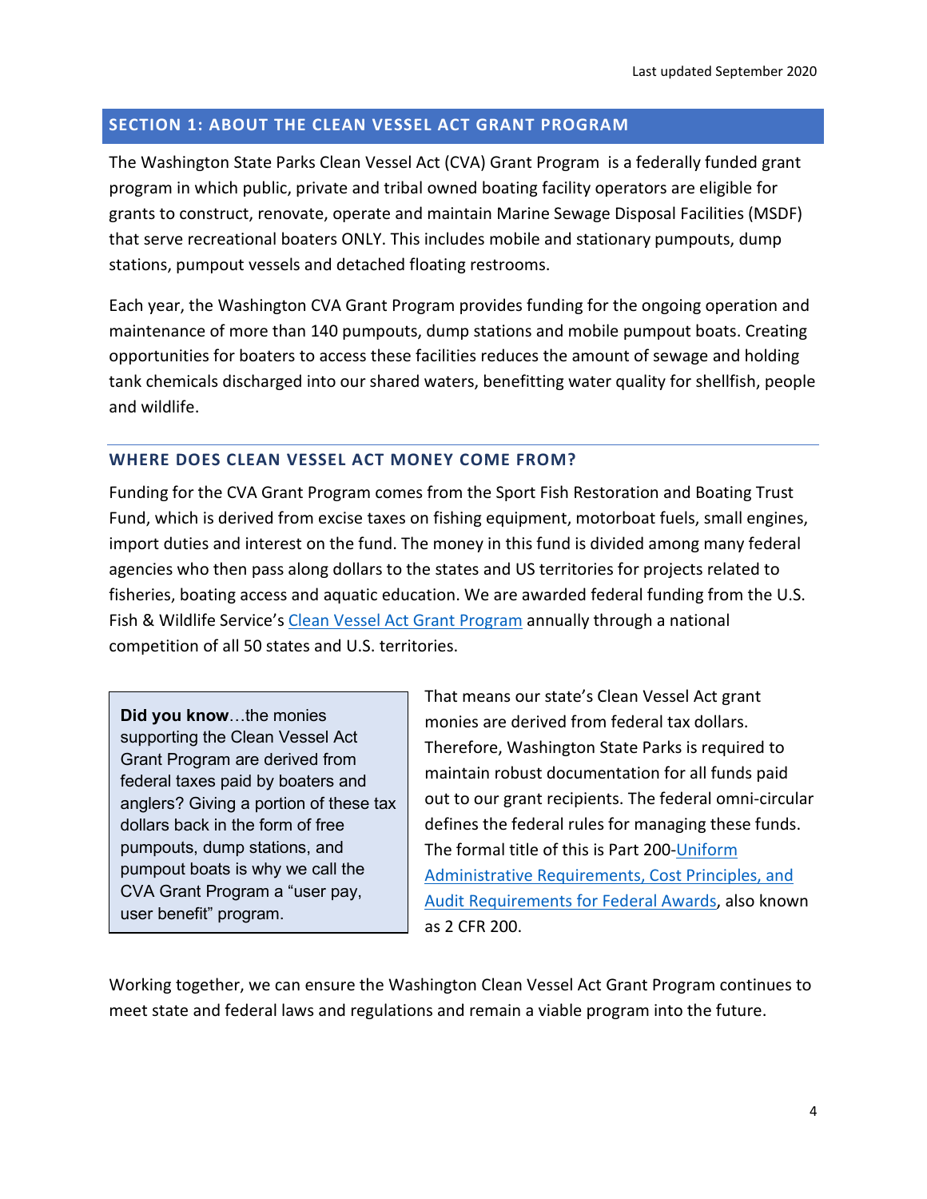## SECTION 1: ABOUT THE CLEAN VESSEL ACT GRANT PROGRAM

The Washington State Parks Clean Vessel Act (CVA) Grant Program is a federally funded grant program in which public, private and tribal owned boating facility operators are eligible for grants to construct, renovate, operate and maintain Marine Sewage Disposal Facilities (MSDF) that serve recreational boaters ONLY. This includes mobile and stationary pumpouts, dump stations, pumpout vessels and detached floating restrooms.

Each year, the Washington CVA Grant Program provides funding for the ongoing operation and maintenance of more than 140 pumpouts, dump stations and mobile pumpout boats. Creating opportunities for boaters to access these facilities reduces the amount of sewage and holding tank chemicals discharged into our shared waters, benefitting water quality for shellfish, people and wildlife.

### WHERE DOES CLEAN VESSEL ACT MONEY COME FROM?

Funding for the CVA Grant Program comes from the Sport Fish Restoration and Boating Trust Fund, which is derived from excise taxes on fishing equipment, motorboat fuels, small engines, import duties and interest on the fund. The money in this fund is divided among many federal agencies who then pass along dollars to the states and US territories for projects related to fisheries, boating access and aquatic education. We are awarded federal funding from the U.S. Fish & Wildlife Service's Clean Vessel Act Grant Program annually through a national competition of all 50 states and U.S. territories.

> **Did you know**…the monies supporting the Clean Vessel Act Grant Program are derived from federal taxes paid by boaters and anglers? Giving a portion of these tax dollars back in the form of free pumpouts, dump stations, and pumpout boats is why we call the CVA Grant Program a "user pay, user benefit" program.

That means our state's Clean Vessel Act grant monies are derived from federal tax dollars. Therefore, Washington State Parks is required to maintain robust documentation for all funds paid out to our grant recipients. The federal omni-circular defines the federal rules for managing these funds. The formal title of this is Part 200-Uniform Administrative Requirements, Cost Principles, and Audit Requirements for Federal Awards, also known as 2 CFR 200.

Working together, we can ensure the Washington Clean Vessel Act Grant Program continues to meet state and federal laws and regulations and remain a viable program into the future.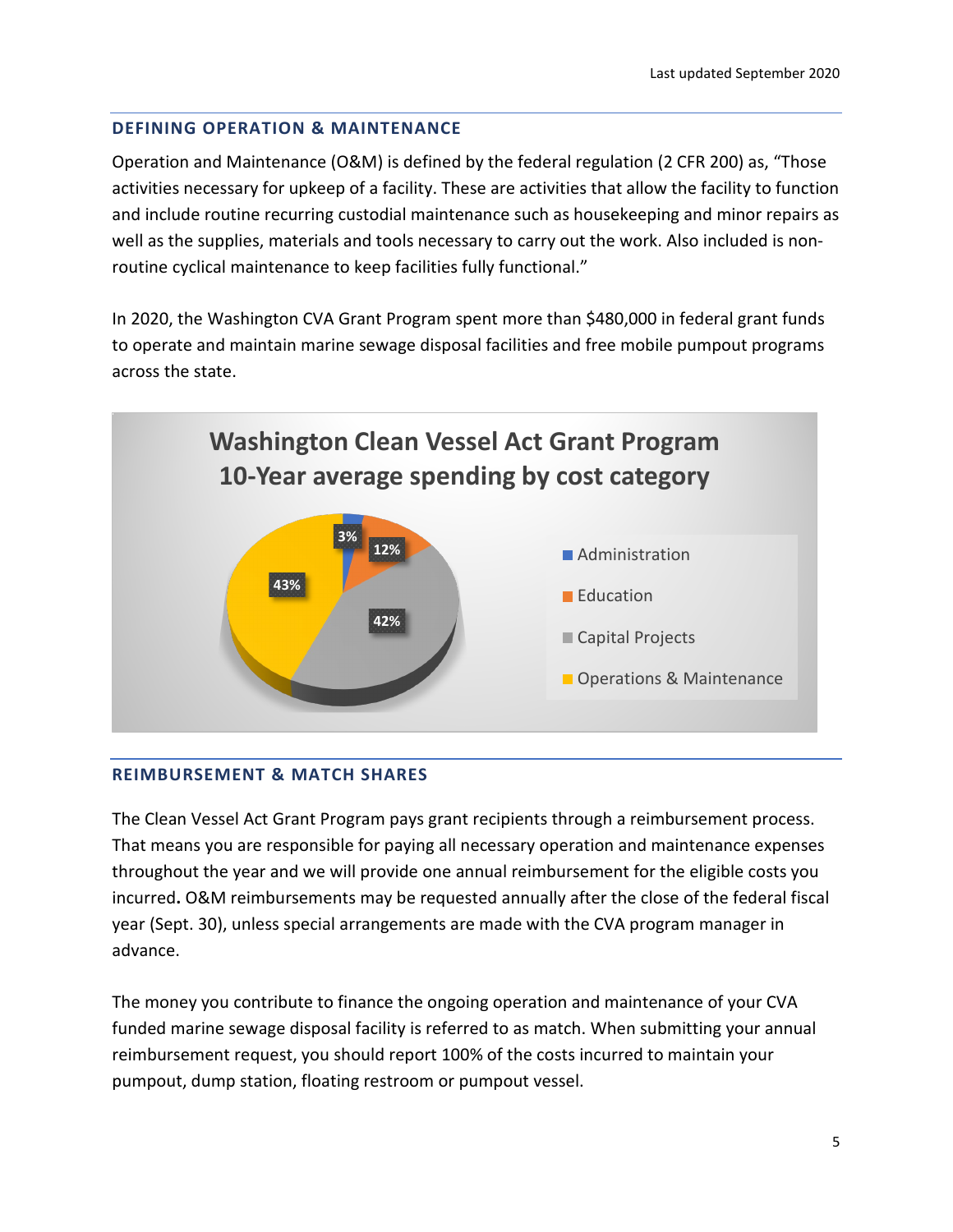## DEFINING OPERATION & MAINTENANCE

Operation and Maintenance (O&M) is defined by the federal regulation (2 CFR 200) as, "Those activities necessary for upkeep of a facility. These are activities that allow the facility to function and include routine recurring custodial maintenance such as housekeeping and minor repairs as well as the supplies, materials and tools necessary to carry out the work. Also included is non-routine cyclical maintenance to keep facilities fully functional."

In 2020, the Washington CVA Grant Program spent more than $480,000 in federal grant funds to operate and maintain marine sewage disposal facilities and free mobile pumpout programs across the state.

**Washington Clean Vessel Act Grant Program**
**10-Year average spending by cost category**

| Cost Category | Percentage |
| --- | --- |
| Administration | 3% |
| Education | 12% |
| Capital Projects | 42% |
| Operations & Maintenance | 43% |

## REIMBURSEMENT & MATCH SHARES

The Clean Vessel Act Grant Program pays grant recipients through a reimbursement process. That means you are responsible for paying all necessary operation and maintenance expenses throughout the year and we will provide one annual reimbursement for the eligible costs you incurred**.** O&M reimbursements may be requested annually after the close of the federal fiscal year (Sept. 30), unless special arrangements are made with the CVA program manager in advance.

The money you contribute to finance the ongoing operation and maintenance of your CVA funded marine sewage disposal facility is referred to as match. When submitting your annual reimbursement request, you should report 100% of the costs incurred to maintain your pumpout, dump station, floating restroom or pumpout vessel.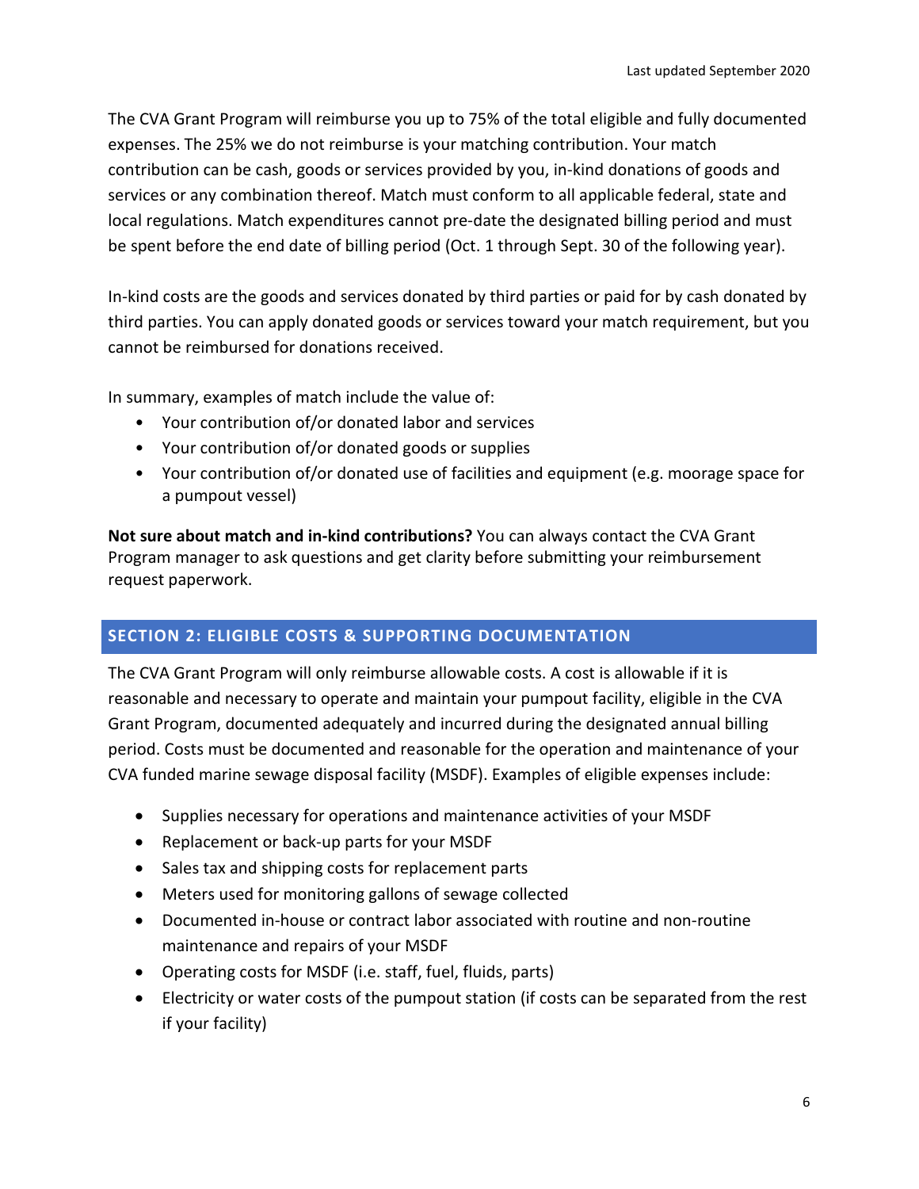The CVA Grant Program will reimburse you up to 75% of the total eligible and fully documented expenses. The 25% we do not reimburse is your matching contribution. Your match contribution can be cash, goods or services provided by you, in-kind donations of goods and services or any combination thereof. Match must conform to all applicable federal, state and local regulations. Match expenditures cannot pre-date the designated billing period and must be spent before the end date of billing period (Oct. 1 through Sept. 30 of the following year).

In-kind costs are the goods and services donated by third parties or paid for by cash donated by third parties. You can apply donated goods or services toward your match requirement, but you cannot be reimbursed for donations received.

In summary, examples of match include the value of:

- Your contribution of/or donated labor and services
- Your contribution of/or donated goods or supplies
- Your contribution of/or donated use of facilities and equipment (e.g. moorage space for a pumpout vessel)

**Not sure about match and in-kind contributions?** You can always contact the CVA Grant Program manager to ask questions and get clarity before submitting your reimbursement request paperwork.

## SECTION 2: ELIGIBLE COSTS & SUPPORTING DOCUMENTATION

The CVA Grant Program will only reimburse allowable costs. A cost is allowable if it is reasonable and necessary to operate and maintain your pumpout facility, eligible in the CVA Grant Program, documented adequately and incurred during the designated annual billing period. Costs must be documented and reasonable for the operation and maintenance of your CVA funded marine sewage disposal facility (MSDF). Examples of eligible expenses include:

- Supplies necessary for operations and maintenance activities of your MSDF
- Replacement or back-up parts for your MSDF
- Sales tax and shipping costs for replacement parts
- Meters used for monitoring gallons of sewage collected
- Documented in-house or contract labor associated with routine and non-routine maintenance and repairs of your MSDF
- Operating costs for MSDF (i.e. staff, fuel, fluids, parts)
- Electricity or water costs of the pumpout station (if costs can be separated from the rest if your facility)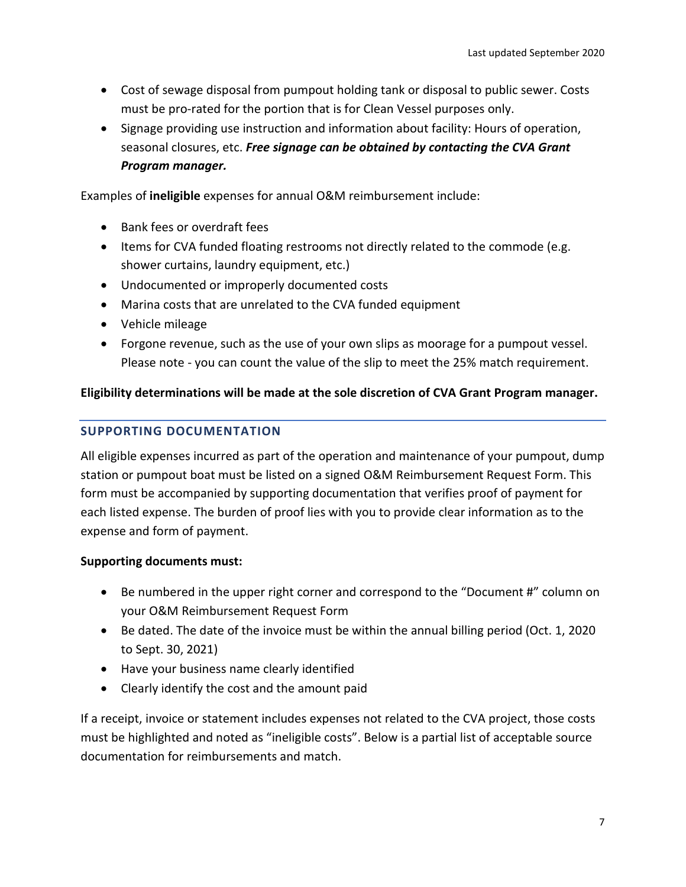- Cost of sewage disposal from pumpout holding tank or disposal to public sewer. Costs must be pro-rated for the portion that is for Clean Vessel purposes only.
- Signage providing use instruction and information about facility: Hours of operation, seasonal closures, etc. ***Free signage can be obtained by contacting the CVA Grant Program manager.***

Examples of **ineligible** expenses for annual O&M reimbursement include:

- Bank fees or overdraft fees
- Items for CVA funded floating restrooms not directly related to the commode (e.g. shower curtains, laundry equipment, etc.)
- Undocumented or improperly documented costs
- Marina costs that are unrelated to the CVA funded equipment
- Vehicle mileage
- Forgone revenue, such as the use of your own slips as moorage for a pumpout vessel. Please note - you can count the value of the slip to meet the 25% match requirement.

**Eligibility determinations will be made at the sole discretion of CVA Grant Program manager.**

## SUPPORTING DOCUMENTATION

All eligible expenses incurred as part of the operation and maintenance of your pumpout, dump station or pumpout boat must be listed on a signed O&M Reimbursement Request Form. This form must be accompanied by supporting documentation that verifies proof of payment for each listed expense. The burden of proof lies with you to provide clear information as to the expense and form of payment.

**Supporting documents must:**

- Be numbered in the upper right corner and correspond to the "Document #" column on your O&M Reimbursement Request Form
- Be dated. The date of the invoice must be within the annual billing period (Oct. 1, 2020 to Sept. 30, 2021)
- Have your business name clearly identified
- Clearly identify the cost and the amount paid

If a receipt, invoice or statement includes expenses not related to the CVA project, those costs must be highlighted and noted as "ineligible costs". Below is a partial list of acceptable source documentation for reimbursements and match.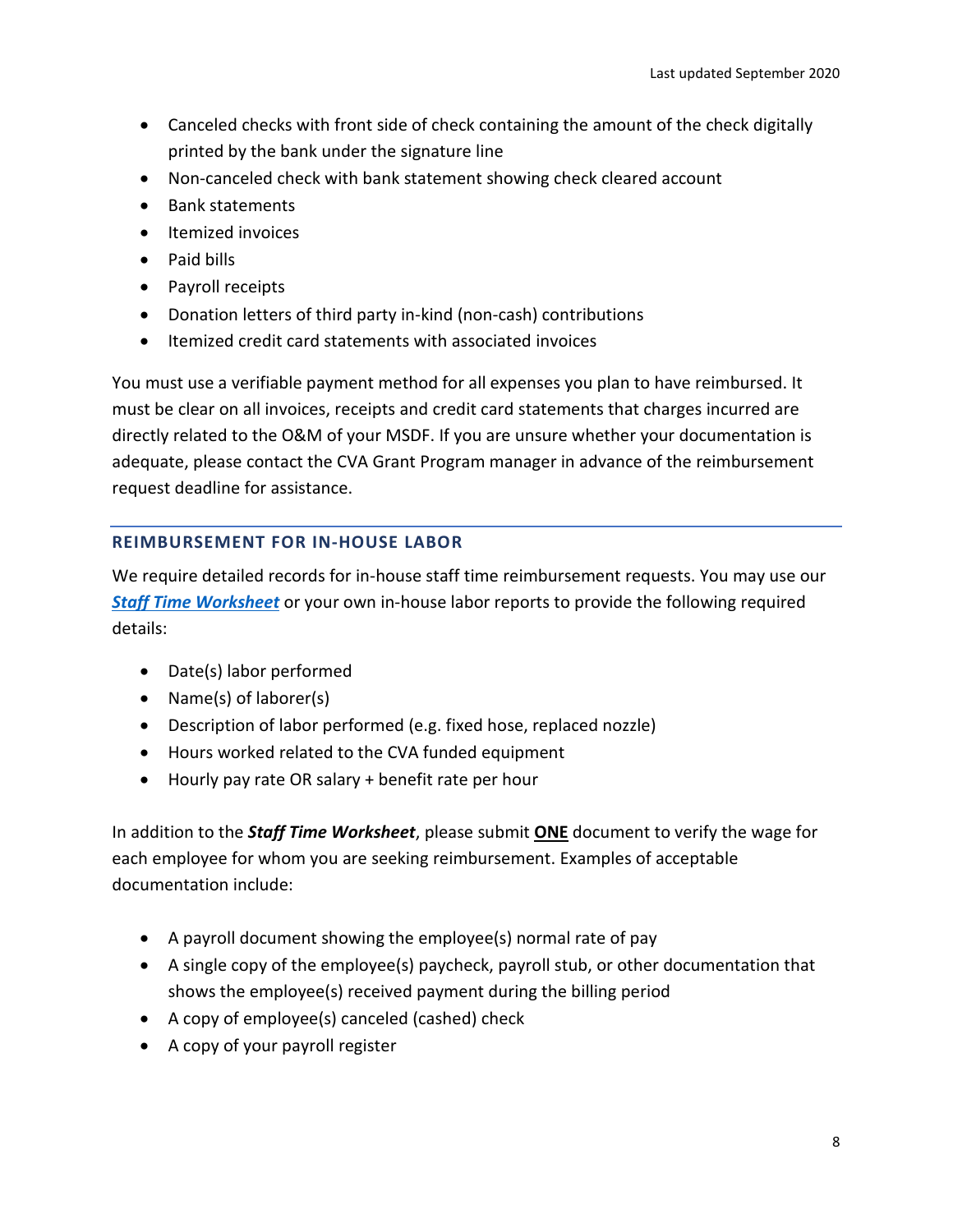- Canceled checks with front side of check containing the amount of the check digitally printed by the bank under the signature line
- Non-canceled check with bank statement showing check cleared account
- Bank statements
- Itemized invoices
- Paid bills
- Payroll receipts
- Donation letters of third party in-kind (non-cash) contributions
- Itemized credit card statements with associated invoices

You must use a verifiable payment method for all expenses you plan to have reimbursed. It must be clear on all invoices, receipts and credit card statements that charges incurred are directly related to the O&M of your MSDF. If you are unsure whether your documentation is adequate, please contact the CVA Grant Program manager in advance of the reimbursement request deadline for assistance.

### REIMBURSEMENT FOR IN-HOUSE LABOR

We require detailed records for in-house staff time reimbursement requests. You may use our ***Staff Time Worksheet*** or your own in-house labor reports to provide the following required details:

- Date(s) labor performed
- Name(s) of laborer(s)
- Description of labor performed (e.g. fixed hose, replaced nozzle)
- Hours worked related to the CVA funded equipment
- Hourly pay rate OR salary + benefit rate per hour

In addition to the ***Staff Time Worksheet***, please submit **ONE** document to verify the wage for each employee for whom you are seeking reimbursement. Examples of acceptable documentation include:

- A payroll document showing the employee(s) normal rate of pay
- A single copy of the employee(s) paycheck, payroll stub, or other documentation that shows the employee(s) received payment during the billing period
- A copy of employee(s) canceled (cashed) check
- A copy of your payroll register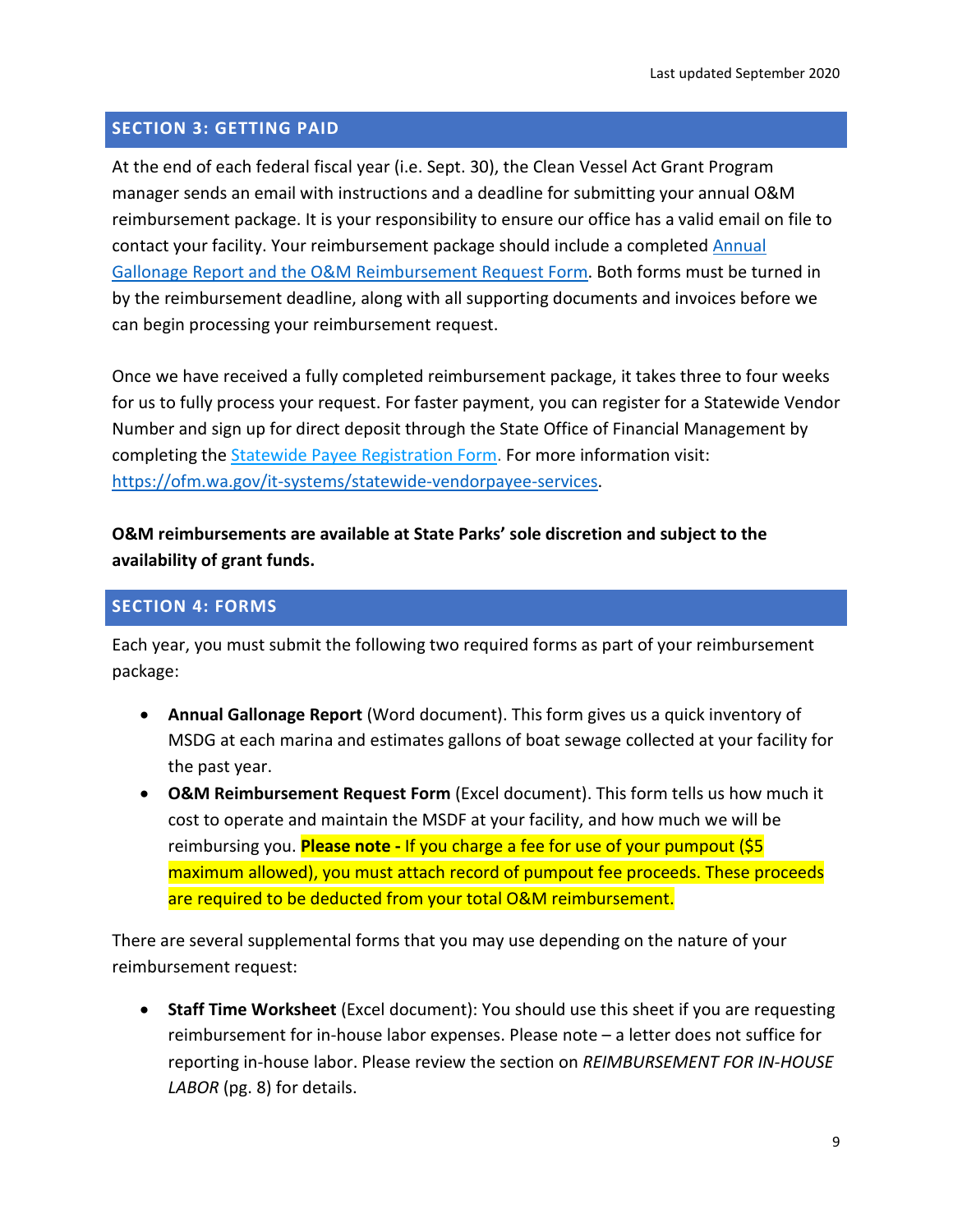## SECTION 3: GETTING PAID

At the end of each federal fiscal year (i.e. Sept. 30), the Clean Vessel Act Grant Program manager sends an email with instructions and a deadline for submitting your annual O&M reimbursement package. It is your responsibility to ensure our office has a valid email on file to contact your facility. Your reimbursement package should include a completed Annual Gallonage Report and the O&M Reimbursement Request Form. Both forms must be turned in by the reimbursement deadline, along with all supporting documents and invoices before we can begin processing your reimbursement request.

Once we have received a fully completed reimbursement package, it takes three to four weeks for us to fully process your request. For faster payment, you can register for a Statewide Vendor Number and sign up for direct deposit through the State Office of Financial Management by completing the Statewide Payee Registration Form. For more information visit: https://ofm.wa.gov/it-systems/statewide-vendorpayee-services.

**O&M reimbursements are available at State Parks' sole discretion and subject to the availability of grant funds.**

## SECTION 4: FORMS

Each year, you must submit the following two required forms as part of your reimbursement package:

- **Annual Gallonage Report** (Word document). This form gives us a quick inventory of MSDG at each marina and estimates gallons of boat sewage collected at your facility for the past year.
- **O&M Reimbursement Request Form** (Excel document). This form tells us how much it cost to operate and maintain the MSDF at your facility, and how much we will be reimbursing you. **Please note -** If you charge a fee for use of your pumpout ($5 maximum allowed), you must attach record of pumpout fee proceeds. These proceeds are required to be deducted from your total O&M reimbursement.

There are several supplemental forms that you may use depending on the nature of your reimbursement request:

- **Staff Time Worksheet** (Excel document): You should use this sheet if you are requesting reimbursement for in-house labor expenses. Please note – a letter does not suffice for reporting in-house labor. Please review the section on *REIMBURSEMENT FOR IN-HOUSE LABOR* (pg. 8) for details.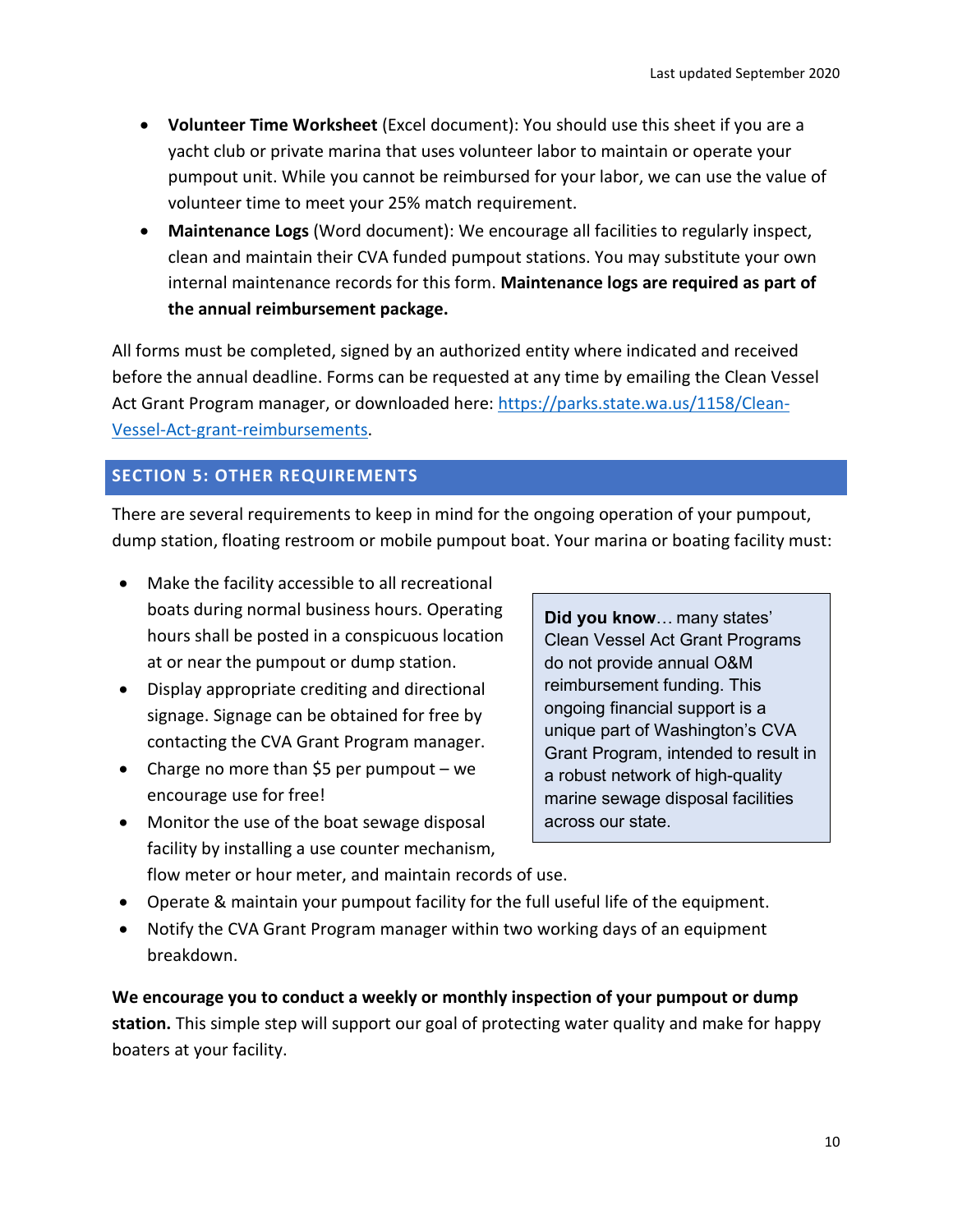- **Volunteer Time Worksheet** (Excel document): You should use this sheet if you are a yacht club or private marina that uses volunteer labor to maintain or operate your pumpout unit. While you cannot be reimbursed for your labor, we can use the value of volunteer time to meet your 25% match requirement.
- **Maintenance Logs** (Word document): We encourage all facilities to regularly inspect, clean and maintain their CVA funded pumpout stations. You may substitute your own internal maintenance records for this form. **Maintenance logs are required as part of the annual reimbursement package.**

All forms must be completed, signed by an authorized entity where indicated and received before the annual deadline. Forms can be requested at any time by emailing the Clean Vessel Act Grant Program manager, or downloaded here: [https://parks.state.wa.us/1158/Clean-Vessel-Act-grant-reimbursements](https://parks.state.wa.us/1158/Clean-Vessel-Act-grant-reimbursements).

## SECTION 5: OTHER REQUIREMENTS

There are several requirements to keep in mind for the ongoing operation of your pumpout, dump station, floating restroom or mobile pumpout boat. Your marina or boating facility must:

- Make the facility accessible to all recreational boats during normal business hours. Operating hours shall be posted in a conspicuous location at or near the pumpout or dump station.
- Display appropriate crediting and directional signage. Signage can be obtained for free by contacting the CVA Grant Program manager.
- Charge no more than $5 per pumpout – we encourage use for free!
- Monitor the use of the boat sewage disposal facility by installing a use counter mechanism, flow meter or hour meter, and maintain records of use.
- Operate & maintain your pumpout facility for the full useful life of the equipment.
- Notify the CVA Grant Program manager within two working days of an equipment breakdown.

> **Did you know**… many states' Clean Vessel Act Grant Programs do not provide annual O&M reimbursement funding. This ongoing financial support is a unique part of Washington's CVA Grant Program, intended to result in a robust network of high-quality marine sewage disposal facilities across our state.

**We encourage you to conduct a weekly or monthly inspection of your pumpout or dump station.** This simple step will support our goal of protecting water quality and make for happy boaters at your facility.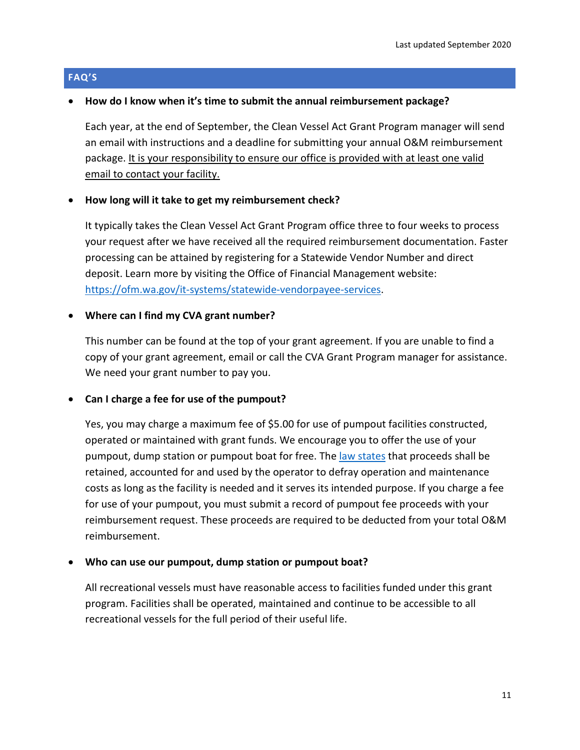## FAQ'S

- **How do I know when it's time to submit the annual reimbursement package?**

  Each year, at the end of September, the Clean Vessel Act Grant Program manager will send an email with instructions and a deadline for submitting your annual O&M reimbursement package. It is your responsibility to ensure our office is provided with at least one valid email to contact your facility.

- **How long will it take to get my reimbursement check?**

  It typically takes the Clean Vessel Act Grant Program office three to four weeks to process your request after we have received all the required reimbursement documentation. Faster processing can be attained by registering for a Statewide Vendor Number and direct deposit. Learn more by visiting the Office of Financial Management website: [https://ofm.wa.gov/it-systems/statewide-vendorpayee-services](https://ofm.wa.gov/it-systems/statewide-vendorpayee-services).

- **Where can I find my CVA grant number?**

  This number can be found at the top of your grant agreement. If you are unable to find a copy of your grant agreement, email or call the CVA Grant Program manager for assistance. We need your grant number to pay you.

- **Can I charge a fee for use of the pumpout?**

  Yes, you may charge a maximum fee of $5.00 for use of pumpout facilities constructed, operated or maintained with grant funds. We encourage you to offer the use of your pumpout, dump station or pumpout boat for free. The law states that proceeds shall be retained, accounted for and used by the operator to defray operation and maintenance costs as long as the facility is needed and it serves its intended purpose. If you charge a fee for use of your pumpout, you must submit a record of pumpout fee proceeds with your reimbursement request. These proceeds are required to be deducted from your total O&M reimbursement.

- **Who can use our pumpout, dump station or pumpout boat?**

  All recreational vessels must have reasonable access to facilities funded under this grant program. Facilities shall be operated, maintained and continue to be accessible to all recreational vessels for the full period of their useful life.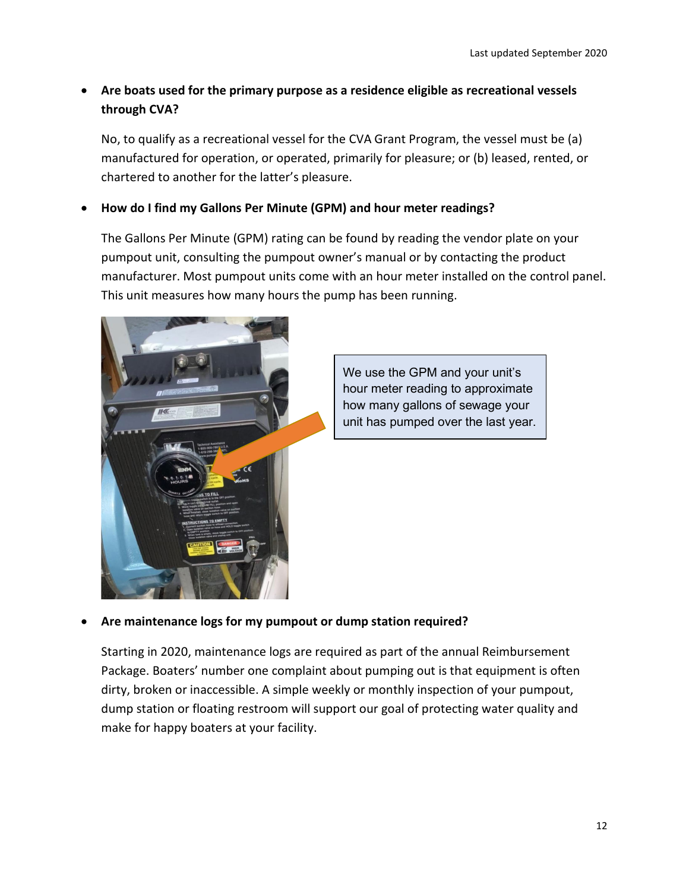- **Are boats used for the primary purpose as a residence eligible as recreational vessels through CVA?**

  No, to qualify as a recreational vessel for the CVA Grant Program, the vessel must be (a) manufactured for operation, or operated, primarily for pleasure; or (b) leased, rented, or chartered to another for the latter's pleasure.

- **How do I find my Gallons Per Minute (GPM) and hour meter readings?**

  The Gallons Per Minute (GPM) rating can be found by reading the vendor plate on your pumpout unit, consulting the pumpout owner's manual or by contacting the product manufacturer. Most pumpout units come with an hour meter installed on the control panel. This unit measures how many hours the pump has been running.

  We use the GPM and your unit's hour meter reading to approximate how many gallons of sewage your unit has pumped over the last year.

- **Are maintenance logs for my pumpout or dump station required?**

  Starting in 2020, maintenance logs are required as part of the annual Reimbursement Package. Boaters' number one complaint about pumping out is that equipment is often dirty, broken or inaccessible. A simple weekly or monthly inspection of your pumpout, dump station or floating restroom will support our goal of protecting water quality and make for happy boaters at your facility.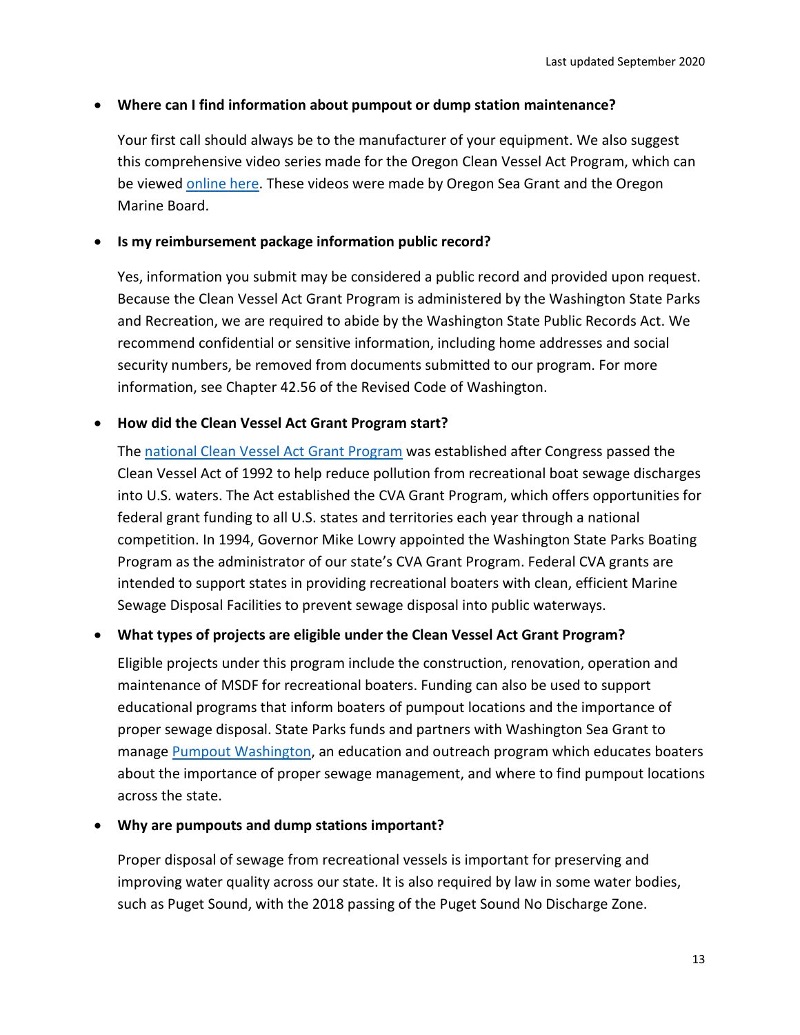- **Where can I find information about pumpout or dump station maintenance?**

  Your first call should always be to the manufacturer of your equipment. We also suggest this comprehensive video series made for the Oregon Clean Vessel Act Program, which can be viewed online here. These videos were made by Oregon Sea Grant and the Oregon Marine Board.

- **Is my reimbursement package information public record?**

  Yes, information you submit may be considered a public record and provided upon request. Because the Clean Vessel Act Grant Program is administered by the Washington State Parks and Recreation, we are required to abide by the Washington State Public Records Act. We recommend confidential or sensitive information, including home addresses and social security numbers, be removed from documents submitted to our program. For more information, see Chapter 42.56 of the Revised Code of Washington.

- **How did the Clean Vessel Act Grant Program start?**

  The national Clean Vessel Act Grant Program was established after Congress passed the Clean Vessel Act of 1992 to help reduce pollution from recreational boat sewage discharges into U.S. waters. The Act established the CVA Grant Program, which offers opportunities for federal grant funding to all U.S. states and territories each year through a national competition. In 1994, Governor Mike Lowry appointed the Washington State Parks Boating Program as the administrator of our state's CVA Grant Program. Federal CVA grants are intended to support states in providing recreational boaters with clean, efficient Marine Sewage Disposal Facilities to prevent sewage disposal into public waterways.

- **What types of projects are eligible under the Clean Vessel Act Grant Program?**

  Eligible projects under this program include the construction, renovation, operation and maintenance of MSDF for recreational boaters. Funding can also be used to support educational programs that inform boaters of pumpout locations and the importance of proper sewage disposal. State Parks funds and partners with Washington Sea Grant to manage Pumpout Washington, an education and outreach program which educates boaters about the importance of proper sewage management, and where to find pumpout locations across the state.

- **Why are pumpouts and dump stations important?**

  Proper disposal of sewage from recreational vessels is important for preserving and improving water quality across our state. It is also required by law in some water bodies, such as Puget Sound, with the 2018 passing of the Puget Sound No Discharge Zone.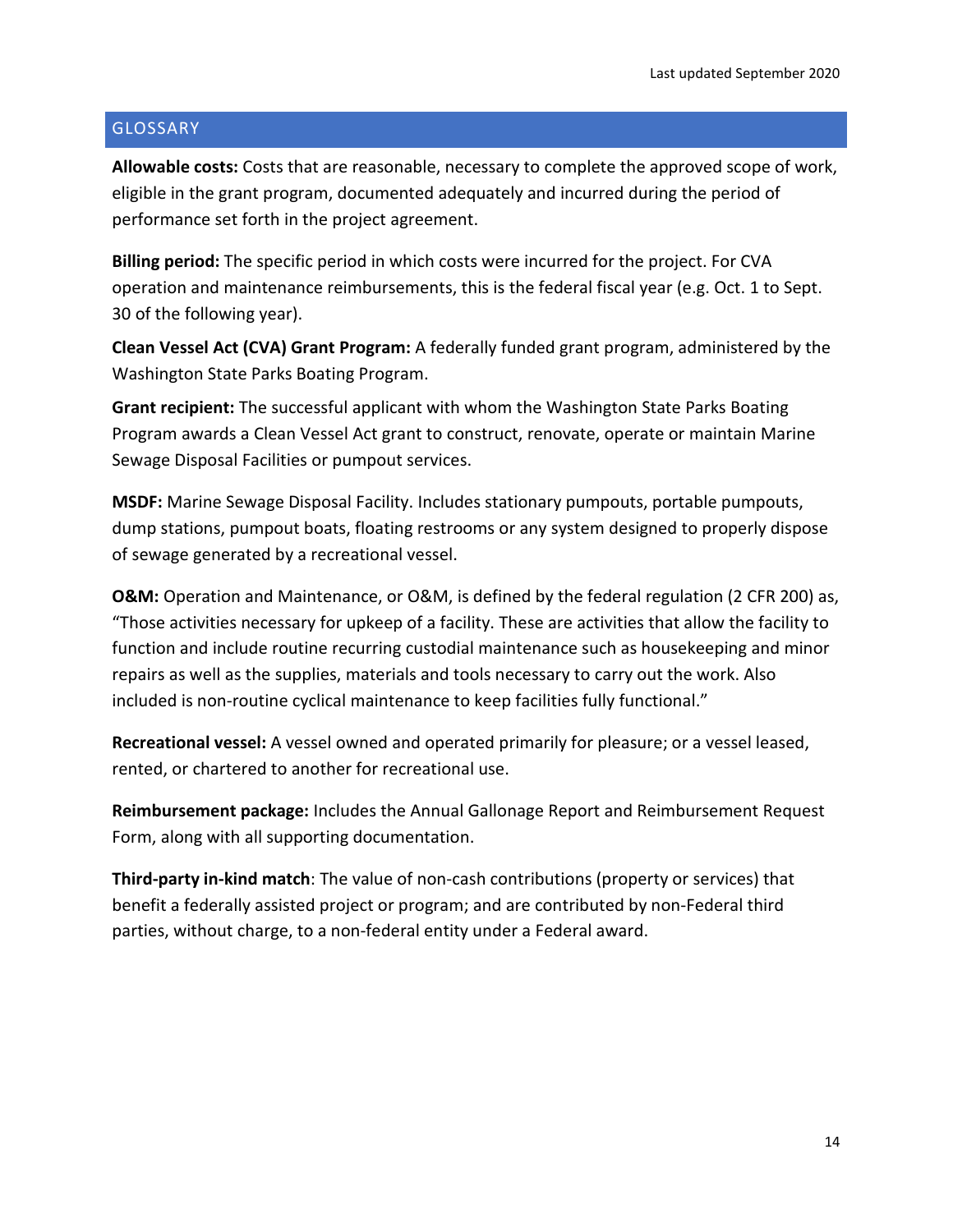## GLOSSARY

**Allowable costs:** Costs that are reasonable, necessary to complete the approved scope of work, eligible in the grant program, documented adequately and incurred during the period of performance set forth in the project agreement.

**Billing period:** The specific period in which costs were incurred for the project. For CVA operation and maintenance reimbursements, this is the federal fiscal year (e.g. Oct. 1 to Sept. 30 of the following year).

**Clean Vessel Act (CVA) Grant Program:** A federally funded grant program, administered by the Washington State Parks Boating Program.

**Grant recipient:** The successful applicant with whom the Washington State Parks Boating Program awards a Clean Vessel Act grant to construct, renovate, operate or maintain Marine Sewage Disposal Facilities or pumpout services.

**MSDF:** Marine Sewage Disposal Facility. Includes stationary pumpouts, portable pumpouts, dump stations, pumpout boats, floating restrooms or any system designed to properly dispose of sewage generated by a recreational vessel.

**O&M:** Operation and Maintenance, or O&M, is defined by the federal regulation (2 CFR 200) as, "Those activities necessary for upkeep of a facility. These are activities that allow the facility to function and include routine recurring custodial maintenance such as housekeeping and minor repairs as well as the supplies, materials and tools necessary to carry out the work. Also included is non-routine cyclical maintenance to keep facilities fully functional."

**Recreational vessel:** A vessel owned and operated primarily for pleasure; or a vessel leased, rented, or chartered to another for recreational use.

**Reimbursement package:** Includes the Annual Gallonage Report and Reimbursement Request Form, along with all supporting documentation.

**Third-party in-kind match**: The value of non-cash contributions (property or services) that benefit a federally assisted project or program; and are contributed by non-Federal third parties, without charge, to a non-federal entity under a Federal award.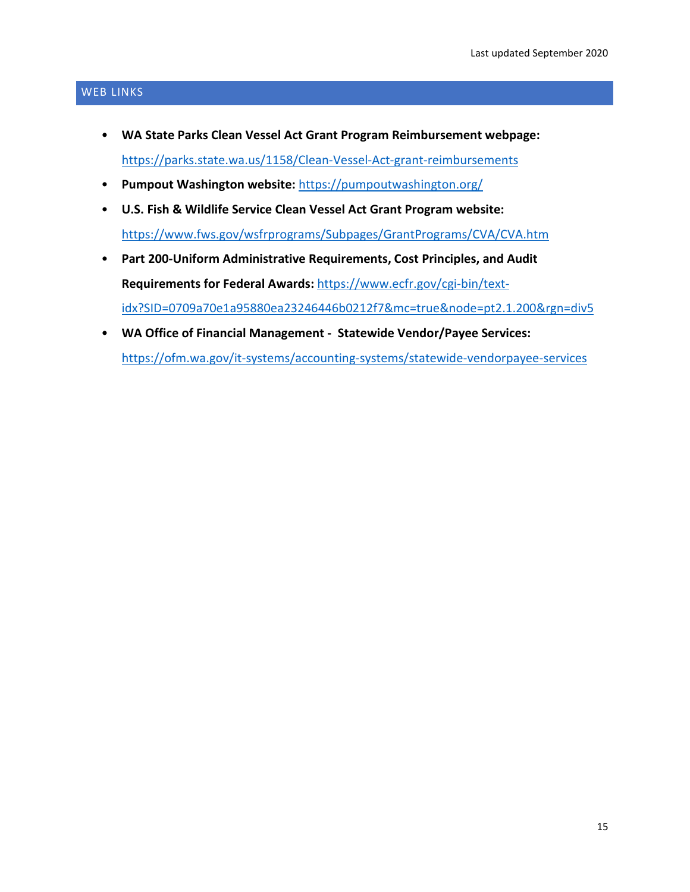## WEB LINKS

- **WA State Parks Clean Vessel Act Grant Program Reimbursement webpage:** https://parks.state.wa.us/1158/Clean-Vessel-Act-grant-reimbursements
- **Pumpout Washington website:** https://pumpoutwashington.org/
- **U.S. Fish & Wildlife Service Clean Vessel Act Grant Program website:** https://www.fws.gov/wsfrprograms/Subpages/GrantPrograms/CVA/CVA.htm
- **Part 200-Uniform Administrative Requirements, Cost Principles, and Audit Requirements for Federal Awards:** https://www.ecfr.gov/cgi-bin/text-idx?SID=0709a70e1a95880ea23246446b0212f7&mc=true&node=pt2.1.200&rgn=div5
- **WA Office of Financial Management - Statewide Vendor/Payee Services:** https://ofm.wa.gov/it-systems/accounting-systems/statewide-vendorpayee-services